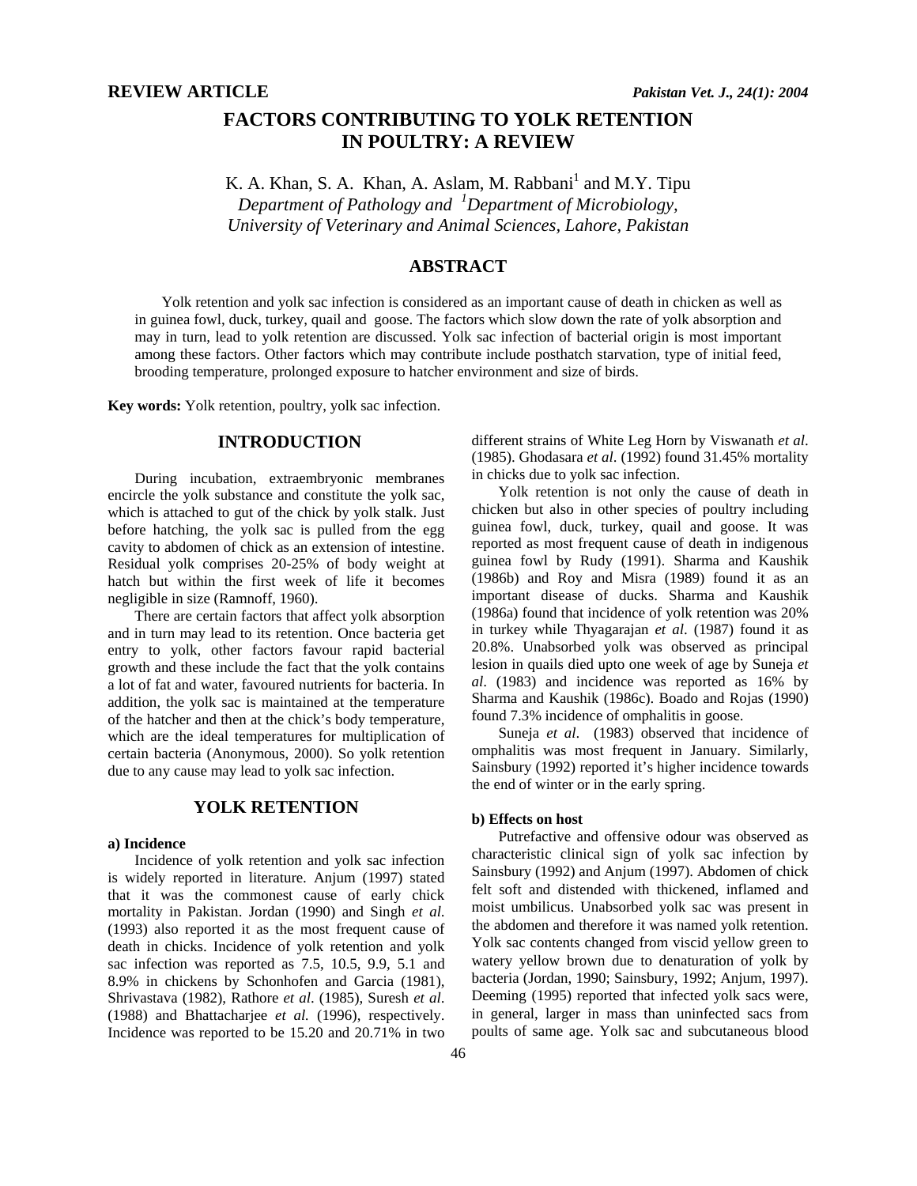**REVIEW ARTICLE**

# FACTORS CONTRIBUTING TO YOLK RETENTION IN POULTRY: A REVIEW

K. A. Khan, S. A. Khan, A. Aslam, M. Rabbani[1] and M.Y. Tipu

*Department of Pathology and [1]Department of Microbiology, University of Veterinary and Animal Sciences, Lahore, Pakistan*

## ABSTRACT

Yolk retention and yolk sac infection is considered as an important cause of death in chicken as well as in guinea fowl, duck, turkey, quail and goose. The factors which slow down the rate of yolk absorption and may in turn, lead to yolk retention are discussed. Yolk sac infection of bacterial origin is most important among these factors. Other factors which may contribute include posthatch starvation, type of initial feed, brooding temperature, prolonged exposure to hatcher environment and size of birds.

**Key words:** Yolk retention, poultry, yolk sac infection.

## INTRODUCTION

During incubation, extraembryonic membranes encircle the yolk substance and constitute the yolk sac, which is attached to gut of the chick by yolk stalk. Just before hatching, the yolk sac is pulled from the egg cavity to abdomen of chick as an extension of intestine. Residual yolk comprises 20-25% of body weight at hatch but within the first week of life it becomes negligible in size (Ramnoff, 1960).

There are certain factors that affect yolk absorption and in turn may lead to its retention. Once bacteria get entry to yolk, other factors favour rapid bacterial growth and these include the fact that the yolk contains a lot of fat and water, favoured nutrients for bacteria. In addition, the yolk sac is maintained at the temperature of the hatcher and then at the chick's body temperature, which are the ideal temperatures for multiplication of certain bacteria (Anonymous, 2000). So yolk retention due to any cause may lead to yolk sac infection.

## YOLK RETENTION

### a) Incidence

Incidence of yolk retention and yolk sac infection is widely reported in literature. Anjum (1997) stated that it was the commonest cause of early chick mortality in Pakistan. Jordan (1990) and Singh *et al.* (1993) also reported it as the most frequent cause of death in chicks. Incidence of yolk retention and yolk sac infection was reported as 7.5, 10.5, 9.9, 5.1 and 8.9% in chickens by Schonhofen and Garcia (1981), Shrivastava (1982), Rathore *et al*. (1985), Suresh *et al*. (1988) and Bhattacharjee *et al.* (1996), respectively. Incidence was reported to be 15.20 and 20.71% in two different strains of White Leg Horn by Viswanath *et al*. (1985). Ghodasara *et al*. (1992) found 31.45% mortality in chicks due to yolk sac infection.

Yolk retention is not only the cause of death in chicken but also in other species of poultry including guinea fowl, duck, turkey, quail and goose. It was reported as most frequent cause of death in indigenous guinea fowl by Rudy (1991). Sharma and Kaushik (1986b) and Roy and Misra (1989) found it as an important disease of ducks. Sharma and Kaushik (1986a) found that incidence of yolk retention was 20% in turkey while Thyagarajan *et al*. (1987) found it as 20.8%. Unabsorbed yolk was observed as principal lesion in quails died upto one week of age by Suneja *et al*. (1983) and incidence was reported as 16% by Sharma and Kaushik (1986c). Boado and Rojas (1990) found 7.3% incidence of omphalitis in goose.

Suneja *et al*. (1983) observed that incidence of omphalitis was most frequent in January. Similarly, Sainsbury (1992) reported it's higher incidence towards the end of winter or in the early spring.

### b) Effects on host

Putrefactive and offensive odour was observed as characteristic clinical sign of yolk sac infection by Sainsbury (1992) and Anjum (1997). Abdomen of chick felt soft and distended with thickened, inflamed and moist umbilicus. Unabsorbed yolk sac was present in the abdomen and therefore it was named yolk retention. Yolk sac contents changed from viscid yellow green to watery yellow brown due to denaturation of yolk by bacteria (Jordan, 1990; Sainsbury, 1992; Anjum, 1997). Deeming (1995) reported that infected yolk sacs were, in general, larger in mass than uninfected sacs from poults of same age. Yolk sac and subcutaneous blood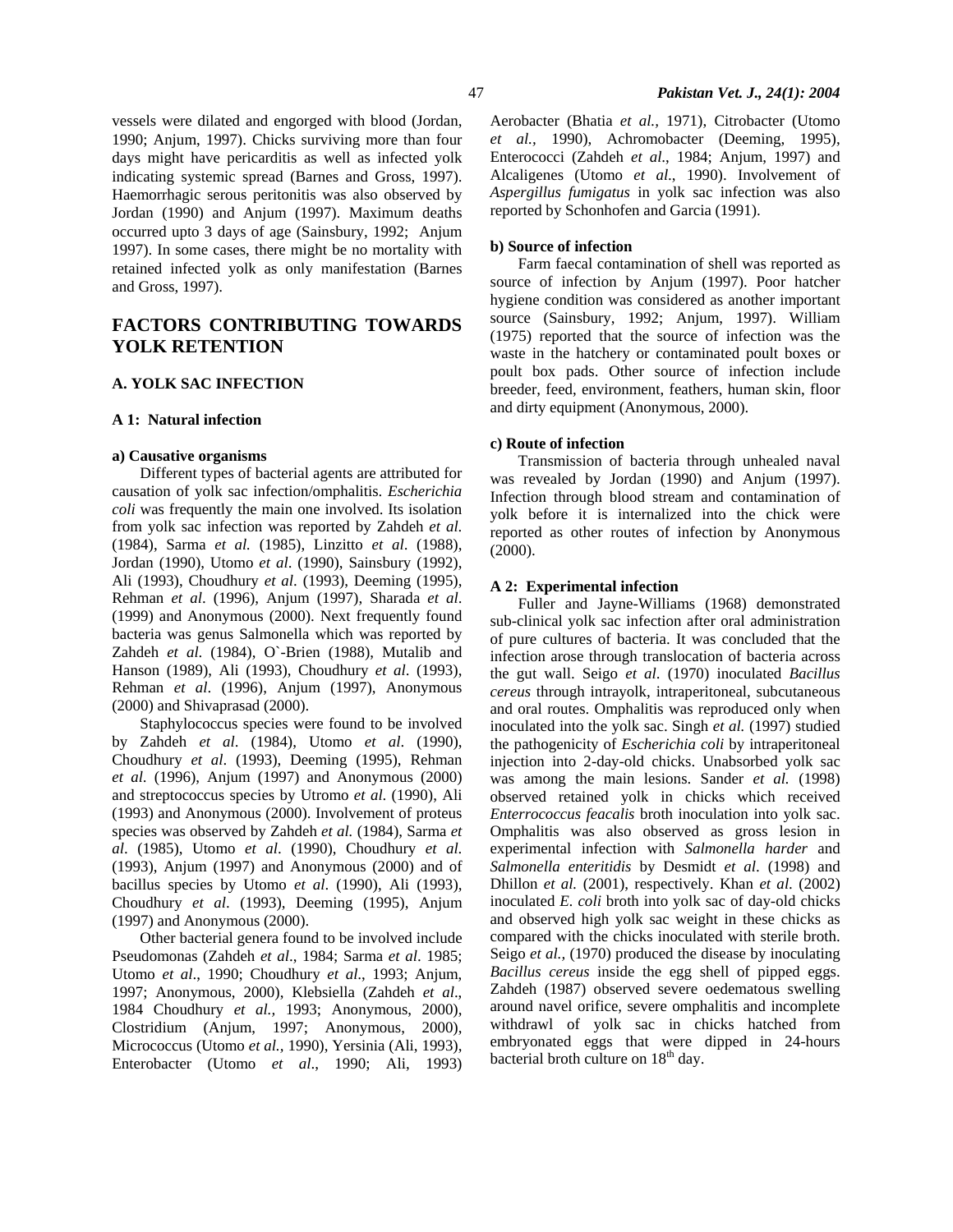vessels were dilated and engorged with blood (Jordan, 1990; Anjum, 1997). Chicks surviving more than four days might have pericarditis as well as infected yolk indicating systemic spread (Barnes and Gross, 1997). Haemorrhagic serous peritonitis was also observed by Jordan (1990) and Anjum (1997). Maximum deaths occurred upto 3 days of age (Sainsbury, 1992; Anjum 1997). In some cases, there might be no mortality with retained infected yolk as only manifestation (Barnes and Gross, 1997).

## FACTORS CONTRIBUTING TOWARDS YOLK RETENTION

### A. YOLK SAC INFECTION

#### A 1: Natural infection

**a) Causative organisms**

Different types of bacterial agents are attributed for causation of yolk sac infection/omphalitis. *Escherichia coli* was frequently the main one involved. Its isolation from yolk sac infection was reported by Zahdeh *et al*. (1984), Sarma *et al.* (1985), Linzitto *et al*. (1988), Jordan (1990), Utomo *et al*. (1990), Sainsbury (1992), Ali (1993), Choudhury *et al*. (1993), Deeming (1995), Rehman *et al*. (1996), Anjum (1997), Sharada *et al*. (1999) and Anonymous (2000). Next frequently found bacteria was genus Salmonella which was reported by Zahdeh *et al*. (1984), O`-Brien (1988), Mutalib and Hanson (1989), Ali (1993), Choudhury *et al*. (1993), Rehman *et al*. (1996), Anjum (1997), Anonymous (2000) and Shivaprasad (2000).

Staphylococcus species were found to be involved by Zahdeh *et al*. (1984), Utomo *et al*. (1990), Choudhury *et al*. (1993), Deeming (1995), Rehman *et al.* (1996), Anjum (1997) and Anonymous (2000) and streptococcus species by Utromo *et al.* (1990), Ali (1993) and Anonymous (2000). Involvement of proteus species was observed by Zahdeh *et al.* (1984), Sarma *et al*. (1985), Utomo *et al*. (1990), Choudhury *et al*. (1993), Anjum (1997) and Anonymous (2000) and of bacillus species by Utomo *et al*. (1990), Ali (1993), Choudhury *et al*. (1993), Deeming (1995), Anjum (1997) and Anonymous (2000).

Other bacterial genera found to be involved include Pseudomonas (Zahdeh *et al*., 1984; Sarma *et al*. 1985; Utomo *et al*., 1990; Choudhury *et al*., 1993; Anjum, 1997; Anonymous, 2000), Klebsiella (Zahdeh *et al*., 1984 Choudhury *et al.,* 1993; Anonymous, 2000), Clostridium (Anjum, 1997; Anonymous, 2000), Micrococcus (Utomo *et al.,* 1990), Yersinia (Ali, 1993), Enterobacter (Utomo *et al*., 1990; Ali, 1993) Aerobacter (Bhatia *et al.,* 1971), Citrobacter (Utomo *et al.,* 1990), Achromobacter (Deeming, 1995), Enterococci (Zahdeh *et al*., 1984; Anjum, 1997) and Alcaligenes (Utomo *et al*., 1990). Involvement of *Aspergillus fumigatus* in yolk sac infection was also reported by Schonhofen and Garcia (1991).

**b) Source of infection**

Farm faecal contamination of shell was reported as source of infection by Anjum (1997). Poor hatcher hygiene condition was considered as another important source (Sainsbury, 1992; Anjum, 1997). William (1975) reported that the source of infection was the waste in the hatchery or contaminated poult boxes or poult box pads. Other source of infection include breeder, feed, environment, feathers, human skin, floor and dirty equipment (Anonymous, 2000).

**c) Route of infection**

Transmission of bacteria through unhealed naval was revealed by Jordan (1990) and Anjum (1997). Infection through blood stream and contamination of yolk before it is internalized into the chick were reported as other routes of infection by Anonymous (2000).

#### A 2: Experimental infection

Fuller and Jayne-Williams (1968) demonstrated sub-clinical yolk sac infection after oral administration of pure cultures of bacteria. It was concluded that the infection arose through translocation of bacteria across the gut wall. Seigo *et al*. (1970) inoculated *Bacillus cereus* through intrayolk, intraperitoneal, subcutaneous and oral routes. Omphalitis was reproduced only when inoculated into the yolk sac. Singh *et al.* (1997) studied the pathogenicity of *Escherichia coli* by intraperitoneal injection into 2-day-old chicks. Unabsorbed yolk sac was among the main lesions. Sander *et al.* (1998) observed retained yolk in chicks which received *Enterrococcus feacalis* broth inoculation into yolk sac. Omphalitis was also observed as gross lesion in experimental infection with *Salmonella harder* and *Salmonella enteritidis* by Desmidt *et al*. (1998) and Dhillon *et al.* (2001), respectively. Khan *et al.* (2002) inoculated *E. coli* broth into yolk sac of day-old chicks and observed high yolk sac weight in these chicks as compared with the chicks inoculated with sterile broth. Seigo *et al.,* (1970) produced the disease by inoculating *Bacillus cereus* inside the egg shell of pipped eggs. Zahdeh (1987) observed severe oedematous swelling around navel orifice, severe omphalitis and incomplete withdrawl of yolk sac in chicks hatched from embryonated eggs that were dipped in 24-hours bacterial broth culture on 18th day.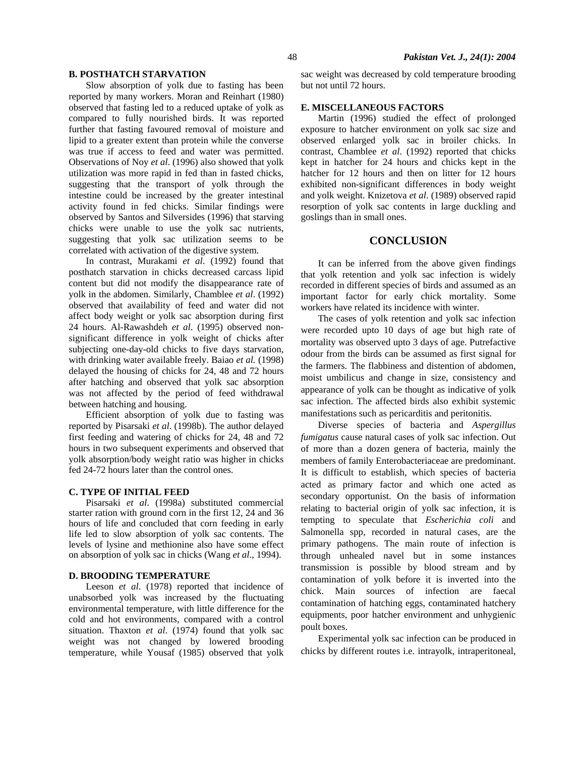### B. POSTHATCH STARVATION

Slow absorption of yolk due to fasting has been reported by many workers. Moran and Reinhart (1980) observed that fasting led to a reduced uptake of yolk as compared to fully nourished birds. It was reported further that fasting favoured removal of moisture and lipid to a greater extent than protein while the converse was true if access to feed and water was permitted. Observations of Noy *et al*. (1996) also showed that yolk utilization was more rapid in fed than in fasted chicks, suggesting that the transport of yolk through the intestine could be increased by the greater intestinal activity found in fed chicks. Similar findings were observed by Santos and Silversides (1996) that starving chicks were unable to use the yolk sac nutrients, suggesting that yolk sac utilization seems to be correlated with activation of the digestive system.

In contrast, Murakami *et al*. (1992) found that posthatch starvation in chicks decreased carcass lipid content but did not modify the disappearance rate of yolk in the abdomen. Similarly, Chamblee *et al*. (1992) observed that availability of feed and water did not affect body weight or yolk sac absorption during first 24 hours. Al-Rawashdeh *et al*. (1995) observed non-significant difference in yolk weight of chicks after subjecting one-day-old chicks to five days starvation, with drinking water available freely. Baiao *et al.* (1998) delayed the housing of chicks for 24, 48 and 72 hours after hatching and observed that yolk sac absorption was not affected by the period of feed withdrawal between hatching and housing.

Efficient absorption of yolk due to fasting was reported by Pisarsaki *et al*. (1998b). The author delayed first feeding and watering of chicks for 24, 48 and 72 hours in two subsequent experiments and observed that yolk absorption/body weight ratio was higher in chicks fed 24-72 hours later than the control ones.

### C. TYPE OF INITIAL FEED

Pisarsaki *et al*. (1998a) substituted commercial starter ration with ground corn in the first 12, 24 and 36 hours of life and concluded that corn feeding in early life led to slow absorption of yolk sac contents. The levels of lysine and methionine also have some effect on absorption of yolk sac in chicks (Wang *et al*., 1994).

### D. BROODING TEMPERATURE

Leeson *et al*. (1978) reported that incidence of unabsorbed yolk was increased by the fluctuating environmental temperature, with little difference for the cold and hot environments, compared with a control situation. Thaxton *et al*. (1974) found that yolk sac weight was not changed by lowered brooding temperature, while Yousaf (1985) observed that yolk sac weight was decreased by cold temperature brooding but not until 72 hours.

### E. MISCELLANEOUS FACTORS

Martin (1996) studied the effect of prolonged exposure to hatcher environment on yolk sac size and observed enlarged yolk sac in broiler chicks. In contrast, Chamblee *et al*. (1992) reported that chicks kept in hatcher for 24 hours and chicks kept in the hatcher for 12 hours and then on litter for 12 hours exhibited non-significant differences in body weight and yolk weight. Knizetova *et al*. (1989) observed rapid resorption of yolk sac contents in large duckling and goslings than in small ones.

## CONCLUSION

It can be inferred from the above given findings that yolk retention and yolk sac infection is widely recorded in different species of birds and assumed as an important factor for early chick mortality. Some workers have related its incidence with winter.

The cases of yolk retention and yolk sac infection were recorded upto 10 days of age but high rate of mortality was observed upto 3 days of age. Putrefactive odour from the birds can be assumed as first signal for the farmers. The flabbiness and distention of abdomen, moist umbilicus and change in size, consistency and appearance of yolk can be thought as indicative of yolk sac infection. The affected birds also exhibit systemic manifestations such as pericarditis and peritonitis.

Diverse species of bacteria and *Aspergillus fumigatus* cause natural cases of yolk sac infection. Out of more than a dozen genera of bacteria, mainly the members of family Enterobacteriaceae are predominant. It is difficult to establish, which species of bacteria acted as primary factor and which one acted as secondary opportunist. On the basis of information relating to bacterial origin of yolk sac infection, it is tempting to speculate that *Escherichia coli* and Salmonella spp, recorded in natural cases, are the primary pathogens. The main route of infection is through unhealed navel but in some instances transmission is possible by blood stream and by contamination of yolk before it is inverted into the chick. Main sources of infection are faecal contamination of hatching eggs, contaminated hatchery equipments, poor hatcher environment and unhygienic poult boxes.

Experimental yolk sac infection can be produced in chicks by different routes i.e. intrayolk, intraperitoneal,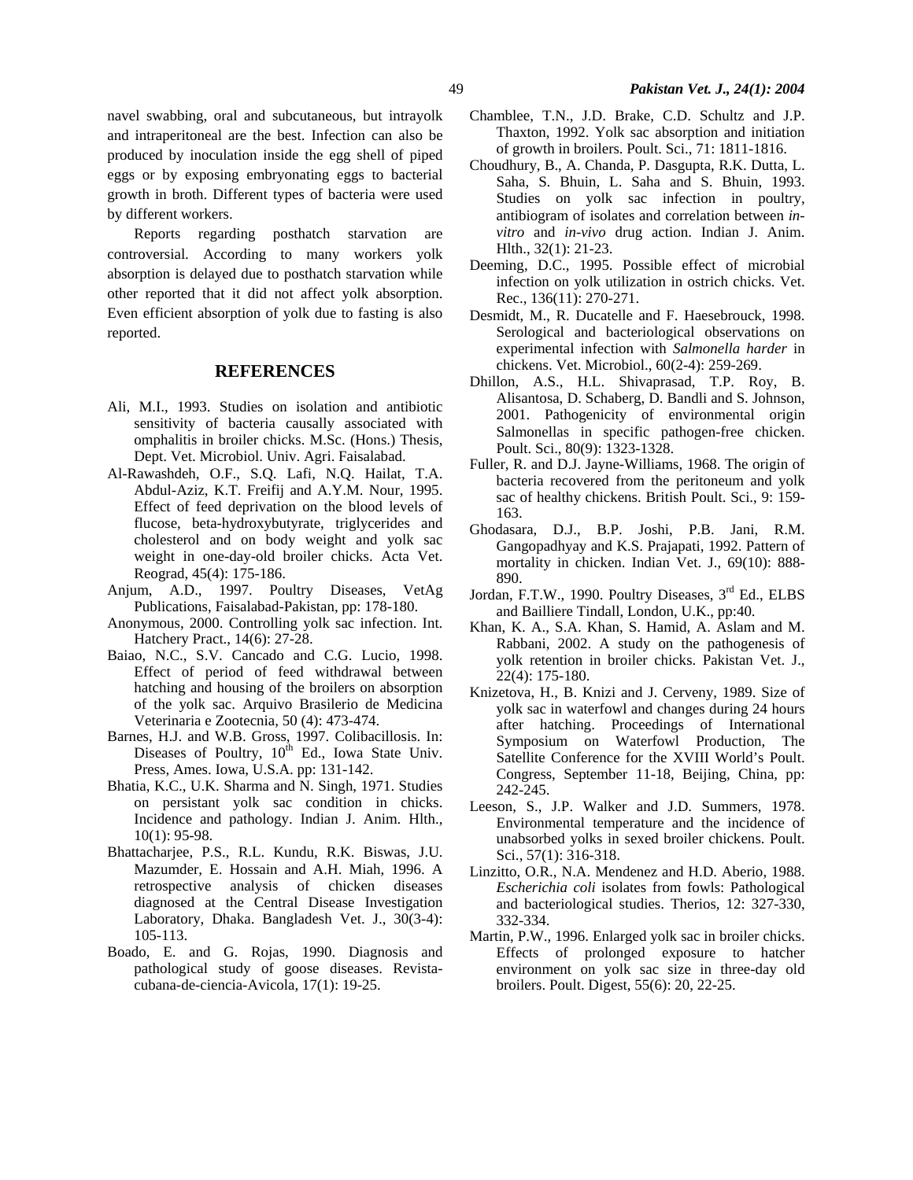navel swabbing, oral and subcutaneous, but intrayolk and intraperitoneal are the best. Infection can also be produced by inoculation inside the egg shell of piped eggs or by exposing embryonating eggs to bacterial growth in broth. Different types of bacteria were used by different workers.

Reports regarding posthatch starvation are controversial. According to many workers yolk absorption is delayed due to posthatch starvation while other reported that it did not affect yolk absorption. Even efficient absorption of yolk due to fasting is also reported.

## REFERENCES

Ali, M.I., 1993. Studies on isolation and antibiotic sensitivity of bacteria causally associated with omphalitis in broiler chicks. M.Sc. (Hons.) Thesis, Dept. Vet. Microbiol. Univ. Agri. Faisalabad.

Al-Rawashdeh, O.F., S.Q. Lafi, N.Q. Hailat, T.A. Abdul-Aziz, K.T. Freifij and A.Y.M. Nour, 1995. Effect of feed deprivation on the blood levels of flucose, beta-hydroxybutyrate, triglycerides and cholesterol and on body weight and yolk sac weight in one-day-old broiler chicks. Acta Vet. Reograd, 45(4): 175-186.

Anjum, A.D., 1997. Poultry Diseases, VetAg Publications, Faisalabad-Pakistan, pp: 178-180.

Anonymous, 2000. Controlling yolk sac infection. Int. Hatchery Pract., 14(6): 27-28.

Baiao, N.C., S.V. Cancado and C.G. Lucio, 1998. Effect of period of feed withdrawal between hatching and housing of the broilers on absorption of the yolk sac. Arquivo Brasilerio de Medicina Veterinaria e Zootecnia, 50 (4): 473-474.

Barnes, H.J. and W.B. Gross, 1997. Colibacillosis. In: Diseases of Poultry, 10th Ed., Iowa State Univ. Press, Ames. Iowa, U.S.A. pp: 131-142.

Bhatia, K.C., U.K. Sharma and N. Singh, 1971. Studies on persistant yolk sac condition in chicks. Incidence and pathology. Indian J. Anim. Hlth., 10(1): 95-98.

Bhattacharjee, P.S., R.L. Kundu, R.K. Biswas, J.U. Mazumder, E. Hossain and A.H. Miah, 1996. A retrospective analysis of chicken diseases diagnosed at the Central Disease Investigation Laboratory, Dhaka. Bangladesh Vet. J., 30(3-4): 105-113.

Boado, E. and G. Rojas, 1990. Diagnosis and pathological study of goose diseases. Revista-cubana-de-ciencia-Avicola, 17(1): 19-25.

Chamblee, T.N., J.D. Brake, C.D. Schultz and J.P. Thaxton, 1992. Yolk sac absorption and initiation of growth in broilers. Poult. Sci., 71: 1811-1816.

Choudhury, B., A. Chanda, P. Dasgupta, R.K. Dutta, L. Saha, S. Bhuin, L. Saha and S. Bhuin, 1993. Studies on yolk sac infection in poultry, antibiogram of isolates and correlation between *in-vitro* and *in-vivo* drug action. Indian J. Anim. Hlth., 32(1): 21-23.

Deeming, D.C., 1995. Possible effect of microbial infection on yolk utilization in ostrich chicks. Vet. Rec., 136(11): 270-271.

Desmidt, M., R. Ducatelle and F. Haesebrouck, 1998. Serological and bacteriological observations on experimental infection with *Salmonella harder* in chickens. Vet. Microbiol., 60(2-4): 259-269.

Dhillon, A.S., H.L. Shivaprasad, T.P. Roy, B. Alisantosa, D. Schaberg, D. Bandli and S. Johnson, 2001. Pathogenicity of environmental origin Salmonellas in specific pathogen-free chicken. Poult. Sci., 80(9): 1323-1328.

Fuller, R. and D.J. Jayne-Williams, 1968. The origin of bacteria recovered from the peritoneum and yolk sac of healthy chickens. British Poult. Sci., 9: 159-163.

Ghodasara, D.J., B.P. Joshi, P.B. Jani, R.M. Gangopadhyay and K.S. Prajapati, 1992. Pattern of mortality in chicken. Indian Vet. J., 69(10): 888-890.

Jordan, F.T.W., 1990. Poultry Diseases, 3rd Ed., ELBS and Bailliere Tindall, London, U.K., pp:40.

Khan, K. A., S.A. Khan, S. Hamid, A. Aslam and M. Rabbani, 2002. A study on the pathogenesis of yolk retention in broiler chicks. Pakistan Vet. J., 22(4): 175-180.

Knizetova, H., B. Knizi and J. Cerveny, 1989. Size of yolk sac in waterfowl and changes during 24 hours after hatching. Proceedings of International Symposium on Waterfowl Production, The Satellite Conference for the XVIII World's Poult. Congress, September 11-18, Beijing, China, pp: 242-245.

Leeson, S., J.P. Walker and J.D. Summers, 1978. Environmental temperature and the incidence of unabsorbed yolks in sexed broiler chickens. Poult. Sci., 57(1): 316-318.

Linzitto, O.R., N.A. Mendenez and H.D. Aberio, 1988. *Escherichia coli* isolates from fowls: Pathological and bacteriological studies. Therios, 12: 327-330, 332-334.

Martin, P.W., 1996. Enlarged yolk sac in broiler chicks. Effects of prolonged exposure to hatcher environment on yolk sac size in three-day old broilers. Poult. Digest, 55(6): 20, 22-25.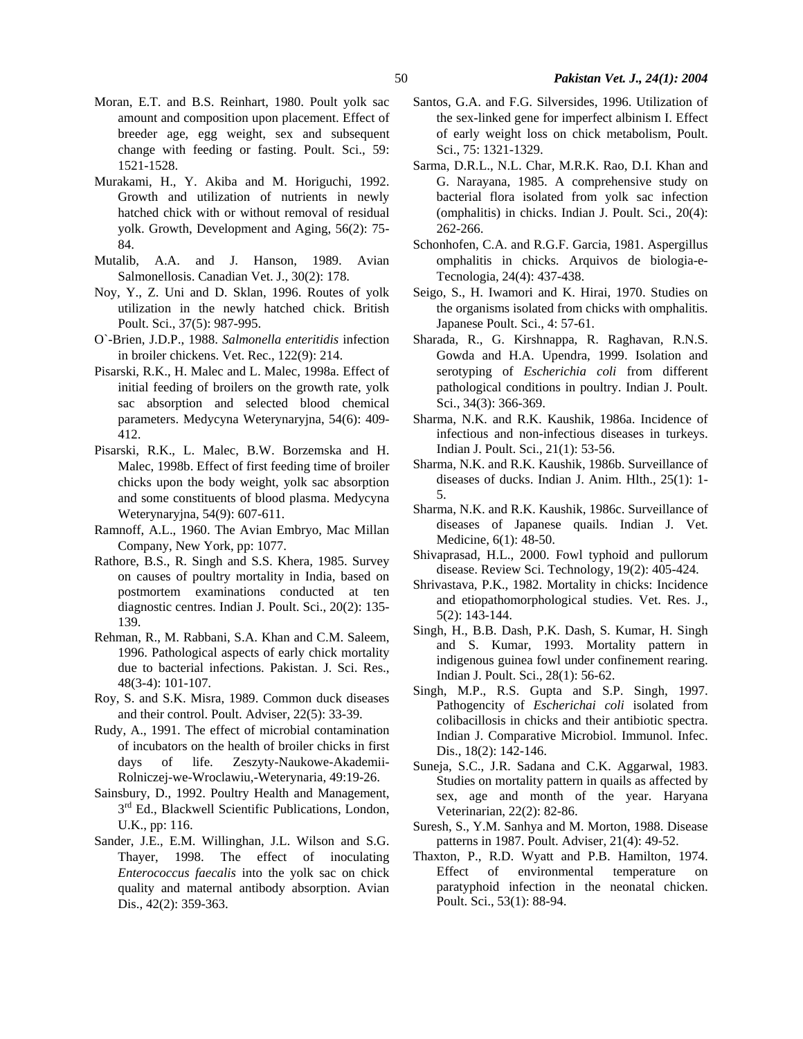Moran, E.T. and B.S. Reinhart, 1980. Poult yolk sac amount and composition upon placement. Effect of breeder age, egg weight, sex and subsequent change with feeding or fasting. Poult. Sci., 59: 1521-1528.

Murakami, H., Y. Akiba and M. Horiguchi, 1992. Growth and utilization of nutrients in newly hatched chick with or without removal of residual yolk. Growth, Development and Aging, 56(2): 75-84.

Mutalib, A.A. and J. Hanson, 1989. Avian Salmonellosis. Canadian Vet. J., 30(2): 178.

Noy, Y., Z. Uni and D. Sklan, 1996. Routes of yolk utilization in the newly hatched chick. British Poult. Sci., 37(5): 987-995.

O`-Brien, J.D.P., 1988. *Salmonella enteritidis* infection in broiler chickens. Vet. Rec., 122(9): 214.

Pisarski, R.K., H. Malec and L. Malec, 1998a. Effect of initial feeding of broilers on the growth rate, yolk sac absorption and selected blood chemical parameters. Medycyna Weterynaryjna, 54(6): 409-412.

Pisarski, R.K., L. Malec, B.W. Borzemska and H. Malec, 1998b. Effect of first feeding time of broiler chicks upon the body weight, yolk sac absorption and some constituents of blood plasma. Medycyna Weterynaryjna, 54(9): 607-611.

Ramnoff, A.L., 1960. The Avian Embryo, Mac Millan Company, New York, pp: 1077.

Rathore, B.S., R. Singh and S.S. Khera, 1985. Survey on causes of poultry mortality in India, based on postmortem examinations conducted at ten diagnostic centres. Indian J. Poult. Sci., 20(2): 135-139.

Rehman, R., M. Rabbani, S.A. Khan and C.M. Saleem, 1996. Pathological aspects of early chick mortality due to bacterial infections. Pakistan. J. Sci. Res., 48(3-4): 101-107.

Roy, S. and S.K. Misra, 1989. Common duck diseases and their control. Poult. Adviser, 22(5): 33-39.

Rudy, A., 1991. The effect of microbial contamination of incubators on the health of broiler chicks in first days of life. Zeszyty-Naukowe-Akademii-Rolniczej-we-Wroclawiu,-Weterynaria, 49:19-26.

Sainsbury, D., 1992. Poultry Health and Management, 3rd Ed., Blackwell Scientific Publications, London, U.K., pp: 116.

Sander, J.E., E.M. Willinghan, J.L. Wilson and S.G. Thayer, 1998. The effect of inoculating *Enterococcus faecalis* into the yolk sac on chick quality and maternal antibody absorption. Avian Dis., 42(2): 359-363.

Santos, G.A. and F.G. Silversides, 1996. Utilization of the sex-linked gene for imperfect albinism I. Effect of early weight loss on chick metabolism, Poult. Sci., 75: 1321-1329.

Sarma, D.R.L., N.L. Char, M.R.K. Rao, D.I. Khan and G. Narayana, 1985. A comprehensive study on bacterial flora isolated from yolk sac infection (omphalitis) in chicks. Indian J. Poult. Sci., 20(4): 262-266.

Schonhofen, C.A. and R.G.F. Garcia, 1981. Aspergillus omphalitis in chicks. Arquivos de biologia-e-Tecnologia, 24(4): 437-438.

Seigo, S., H. Iwamori and K. Hirai, 1970. Studies on the organisms isolated from chicks with omphalitis. Japanese Poult. Sci., 4: 57-61.

Sharada, R., G. Kirshnappa, R. Raghavan, R.N.S. Gowda and H.A. Upendra, 1999. Isolation and serotyping of *Escherichia coli* from different pathological conditions in poultry. Indian J. Poult. Sci., 34(3): 366-369.

Sharma, N.K. and R.K. Kaushik, 1986a. Incidence of infectious and non-infectious diseases in turkeys. Indian J. Poult. Sci., 21(1): 53-56.

Sharma, N.K. and R.K. Kaushik, 1986b. Surveillance of diseases of ducks. Indian J. Anim. Hlth., 25(1): 1-5.

Sharma, N.K. and R.K. Kaushik, 1986c. Surveillance of diseases of Japanese quails. Indian J. Vet. Medicine, 6(1): 48-50.

Shivaprasad, H.L., 2000. Fowl typhoid and pullorum disease. Review Sci. Technology, 19(2): 405-424.

Shrivastava, P.K., 1982. Mortality in chicks: Incidence and etiopathomorphological studies. Vet. Res. J., 5(2): 143-144.

Singh, H., B.B. Dash, P.K. Dash, S. Kumar, H. Singh and S. Kumar, 1993. Mortality pattern in indigenous guinea fowl under confinement rearing. Indian J. Poult. Sci., 28(1): 56-62.

Singh, M.P., R.S. Gupta and S.P. Singh, 1997. Pathogencity of *Escherichai coli* isolated from colibacillosis in chicks and their antibiotic spectra. Indian J. Comparative Microbiol. Immunol. Infec. Dis., 18(2): 142-146.

Suneja, S.C., J.R. Sadana and C.K. Aggarwal, 1983. Studies on mortality pattern in quails as affected by sex, age and month of the year. Haryana Veterinarian, 22(2): 82-86.

Suresh, S., Y.M. Sanhya and M. Morton, 1988. Disease patterns in 1987. Poult. Adviser, 21(4): 49-52.

Thaxton, P., R.D. Wyatt and P.B. Hamilton, 1974. Effect of environmental temperature on paratyphoid infection in the neonatal chicken. Poult. Sci., 53(1): 88-94.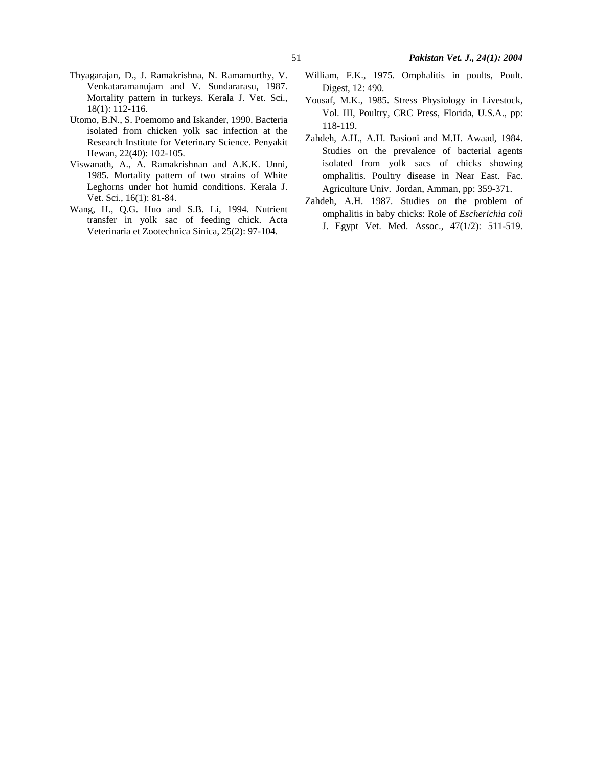Thyagarajan, D., J. Ramakrishna, N. Ramamurthy, V. Venkataramanujam and V. Sundararasu, 1987. Mortality pattern in turkeys. Kerala J. Vet. Sci., 18(1): 112-116.

Utomo, B.N., S. Poemomo and Iskander, 1990. Bacteria isolated from chicken yolk sac infection at the Research Institute for Veterinary Science. Penyakit Hewan, 22(40): 102-105.

Viswanath, A., A. Ramakrishnan and A.K.K. Unni, 1985. Mortality pattern of two strains of White Leghorns under hot humid conditions. Kerala J. Vet. Sci., 16(1): 81-84.

Wang, H., Q.G. Huo and S.B. Li, 1994. Nutrient transfer in yolk sac of feeding chick. Acta Veterinaria et Zootechnica Sinica, 25(2): 97-104.

William, F.K., 1975. Omphalitis in poults, Poult. Digest, 12: 490.

Yousaf, M.K., 1985. Stress Physiology in Livestock, Vol. III, Poultry, CRC Press, Florida, U.S.A., pp: 118-119.

Zahdeh, A.H., A.H. Basioni and M.H. Awaad, 1984. Studies on the prevalence of bacterial agents isolated from yolk sacs of chicks showing omphalitis. Poultry disease in Near East. Fac. Agriculture Univ. Jordan, Amman, pp: 359-371.

Zahdeh, A.H. 1987. Studies on the problem of omphalitis in baby chicks: Role of *Escherichia coli* J. Egypt Vet. Med. Assoc., 47(1/2): 511-519.